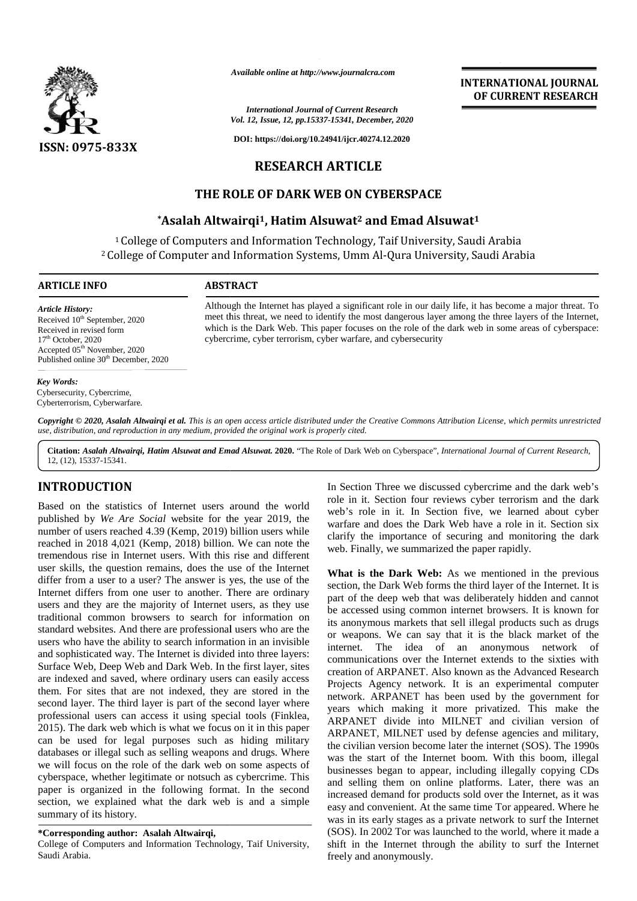*Available online at http://www.journalcra.com*

*International Journal of Current Research*
*Vol. 12, Issue, 12, pp.15337-15341, December, 2020*

**DOI: https://doi.org/10.24941/ijcr.40274.12.2020**

**INTERNATIONAL JOURNAL OF CURRENT RESEARCH**

ISSN: 0975-833X

# RESEARCH ARTICLE

# THE ROLE OF DARK WEB ON CYBERSPACE

**\*Asalah Altwairqi[1], Hatim Alsuwat[2] and Emad Alsuwat[1]**

[1] College of Computers and Information Technology, Taif University, Saudi Arabia
[2] College of Computer and Information Systems, Umm Al-Qura University, Saudi Arabia

## ARTICLE INFO

*Article History:*
Received 10th September, 2020
Received in revised form
17th October, 2020
Accepted 05th November, 2020
Published online 30th December, 2020

*Key Words:*
Cybersecurity, Cybercrime, Cyberterrorism, Cyberwarfare.

## ABSTRACT

Although the Internet has played a significant role in our daily life, it has become a major threat. To meet this threat, we need to identify the most dangerous layer among the three layers of the Internet, which is the Dark Web. This paper focuses on the role of the dark web in some areas of cyberspace: cybercrime, cyber terrorism, cyber warfare, and cybersecurity

*Copyright © 2020, Asalah Altwairqi et al. This is an open access article distributed under the Creative Commons Attribution License, which permits unrestricted use, distribution, and reproduction in any medium, provided the original work is properly cited.*

**Citation:** *Asalah Altwairqi, Hatim Alsuwat and Emad Alsuwat.* **2020.** "The Role of Dark Web on Cyberspace", *International Journal of Current Research,* 12, (12), 15337-15341.

## INTRODUCTION

Based on the statistics of Internet users around the world published by *We Are Social* website for the year 2019, the number of users reached 4.39 (Kemp, 2019) billion users while reached in 2018 4,021 (Kemp, 2018) billion. We can note the tremendous rise in Internet users. With this rise and different user skills, the question remains, does the use of the Internet differ from a user to a user? The answer is yes, the use of the Internet differs from one user to another. There are ordinary users and they are the majority of Internet users, as they use traditional common browsers to search for information on standard websites. And there are professional users who are the users who have the ability to search information in an invisible and sophisticated way. The Internet is divided into three layers: Surface Web, Deep Web and Dark Web. In the first layer, sites are indexed and saved, where ordinary users can easily access them. For sites that are not indexed, they are stored in the second layer. The third layer is part of the second layer where professional users can access it using special tools (Finklea, 2015). The dark web which is what we focus on it in this paper can be used for legal purposes such as hiding military databases or illegal such as selling weapons and drugs. Where we will focus on the role of the dark web on some aspects of cyberspace, whether legitimate or notsuch as cybercrime. This paper is organized in the following format. In the second section, we explained what the dark web is and a simple summary of its history.

In Section Three we discussed cybercrime and the dark web's role in it. Section four reviews cyber terrorism and the dark web's role in it. In Section five, we learned about cyber warfare and does the Dark Web have a role in it. Section six clarify the importance of securing and monitoring the dark web. Finally, we summarized the paper rapidly.

**What is the Dark Web:** As we mentioned in the previous section, the Dark Web forms the third layer of the Internet. It is part of the deep web that was deliberately hidden and cannot be accessed using common internet browsers. It is known for its anonymous markets that sell illegal products such as drugs or weapons. We can say that it is the black market of the internet. The idea of an anonymous network of communications over the Internet extends to the sixties with creation of ARPANET. Also known as the Advanced Research Projects Agency network. It is an experimental computer network. ARPANET has been used by the government for years which making it more privatized. This make the ARPANET divide into MILNET and civilian version of ARPANET, MILNET used by defense agencies and military, the civilian version become later the internet (SOS). The 1990s was the start of the Internet boom. With this boom, illegal businesses began to appear, including illegally copying CDs and selling them on online platforms. Later, there was an increased demand for products sold over the Internet, as it was easy and convenient. At the same time Tor appeared. Where he was in its early stages as a private network to surf the Internet (SOS). In 2002 Tor was launched to the world, where it made a shift in the Internet through the ability to surf the Internet freely and anonymously.

**\*Corresponding author: Asalah Altwairqi,**
College of Computers and Information Technology, Taif University, Saudi Arabia.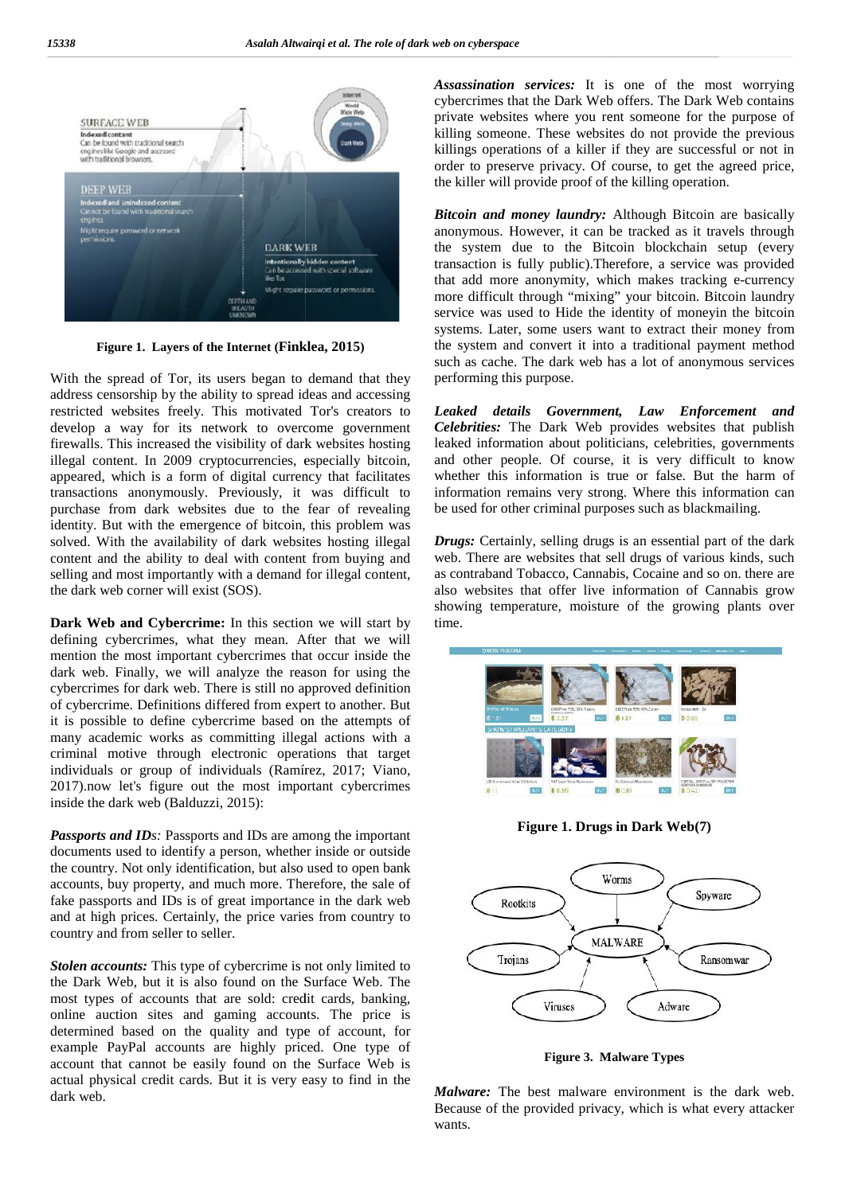Figure 1. Layers of the Internet (Finklea, 2015)

With the spread of Tor, its users began to demand that they address censorship by the ability to spread ideas and accessing restricted websites freely. This motivated Tor's creators to develop a way for its network to overcome government firewalls. This increased the visibility of dark websites hosting illegal content. In 2009 cryptocurrencies, especially bitcoin, appeared, which is a form of digital currency that facilitates transactions anonymously. Previously, it was difficult to purchase from dark websites due to the fear of revealing identity. But with the emergence of bitcoin, this problem was solved. With the availability of dark websites hosting illegal content and the ability to deal with content from buying and selling and most importantly with a demand for illegal content, the dark web corner will exist (SOS).

**Dark Web and Cybercrime:** In this section we will start by defining cybercrimes, what they mean. After that we will mention the most important cybercrimes that occur inside the dark web. Finally, we will analyze the reason for using the cybercrimes for dark web. There is still no approved definition of cybercrime. Definitions differed from expert to another. But it is possible to define cybercrime based on the attempts of many academic works as committing illegal actions with a criminal motive through electronic operations that target individuals or group of individuals (Ramírez, 2017; Viano, 2017).now let's figure out the most important cybercrimes inside the dark web (Balduzzi, 2015):

***Passports and IDs:*** Passports and IDs are among the important documents used to identify a person, whether inside or outside the country. Not only identification, but also used to open bank accounts, buy property, and much more. Therefore, the sale of fake passports and IDs is of great importance in the dark web and at high prices. Certainly, the price varies from country to country and from seller to seller.

***Stolen accounts:*** This type of cybercrime is not only limited to the Dark Web, but it is also found on the Surface Web. The most types of accounts that are sold: credit cards, banking, online auction sites and gaming accounts. The price is determined based on the quality and type of account, for example PayPal accounts are highly priced. One type of account that cannot be easily found on the Surface Web is actual physical credit cards. But it is very easy to find in the dark web.

***Assassination services:*** It is one of the most worrying cybercrimes that the Dark Web offers. The Dark Web contains private websites where you rent someone for the purpose of killing someone. These websites do not provide the previous killings operations of a killer if they are successful or not in order to preserve privacy. Of course, to get the agreed price, the killer will provide proof of the killing operation.

***Bitcoin and money laundry:*** Although Bitcoin are basically anonymous. However, it can be tracked as it travels through the system due to the Bitcoin blockchain setup (every transaction is fully public).Therefore, a service was provided that add more anonymity, which makes tracking e-currency more difficult through "mixing" your bitcoin. Bitcoin laundry service was used to Hide the identity of moneyin the bitcoin systems. Later, some users want to extract their money from the system and convert it into a traditional payment method such as cache. The dark web has a lot of anonymous services performing this purpose.

***Leaked details Government, Law Enforcement and Celebrities:*** The Dark Web provides websites that publish leaked information about politicians, celebrities, governments and other people. Of course, it is very difficult to know whether this information is true or false. But the harm of information remains very strong. Where this information can be used for other criminal purposes such as blackmailing.

***Drugs:*** Certainly, selling drugs is an essential part of the dark web. There are websites that sell drugs of various kinds, such as contraband Tobacco, Cannabis, Cocaine and so on. there are also websites that offer live information of Cannabis grow showing temperature, moisture of the growing plants over time.

Figure 1. Drugs in Dark Web(7)

Figure 3. Malware Types

***Malware:*** The best malware environment is the dark web. Because of the provided privacy, which is what every attacker wants.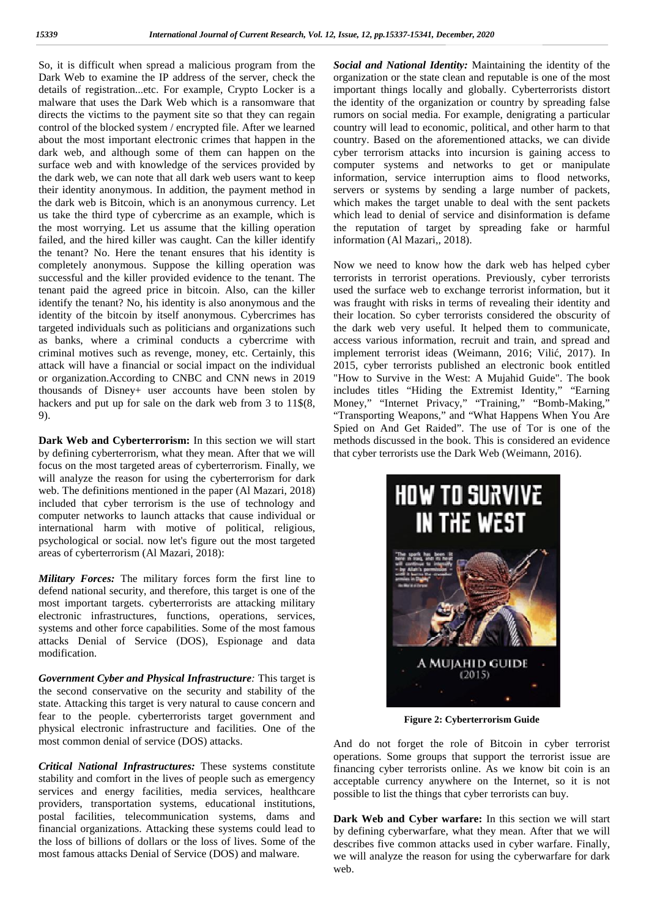So, it is difficult when spread a malicious program from the Dark Web to examine the IP address of the server, check the details of registration...etc. For example, Crypto Locker is a malware that uses the Dark Web which is a ransomware that directs the victims to the payment site so that they can regain control of the blocked system / encrypted file. After we learned about the most important electronic crimes that happen in the dark web, and although some of them can happen on the surface web and with knowledge of the services provided by the dark web, we can note that all dark web users want to keep their identity anonymous. In addition, the payment method in the dark web is Bitcoin, which is an anonymous currency. Let us take the third type of cybercrime as an example, which is the most worrying. Let us assume that the killing operation failed, and the hired killer was caught. Can the killer identify the tenant? No. Here the tenant ensures that his identity is completely anonymous. Suppose the killing operation was successful and the killer provided evidence to the tenant. The tenant paid the agreed price in bitcoin. Also, can the killer identify the tenant? No, his identity is also anonymous and the identity of the bitcoin by itself anonymous. Cybercrimes has targeted individuals such as politicians and organizations such as banks, where a criminal conducts a cybercrime with criminal motives such as revenge, money, etc. Certainly, this attack will have a financial or social impact on the individual or organization.According to CNBC and CNN news in 2019 thousands of Disney+ user accounts have been stolen by hackers and put up for sale on the dark web from 3 to 11$(8, 9).

**Dark Web and Cyberterrorism:** In this section we will start by defining cyberterrorism, what they mean. After that we will focus on the most targeted areas of cyberterrorism. Finally, we will analyze the reason for using the cyberterrorism for dark web. The definitions mentioned in the paper (Al Mazari, 2018) included that cyber terrorism is the use of technology and computer networks to launch attacks that cause individual or international harm with motive of political, religious, psychological or social. now let's figure out the most targeted areas of cyberterrorism (Al Mazari, 2018):

***Military Forces:*** The military forces form the first line to defend national security, and therefore, this target is one of the most important targets. cyberterrorists are attacking military electronic infrastructures, functions, operations, services, systems and other force capabilities. Some of the most famous attacks Denial of Service (DOS), Espionage and data modification.

***Government Cyber and Physical Infrastructure:*** This target is the second conservative on the security and stability of the state. Attacking this target is very natural to cause concern and fear to the people. cyberterrorists target government and physical electronic infrastructure and facilities. One of the most common denial of service (DOS) attacks.

***Critical National Infrastructures:*** These systems constitute stability and comfort in the lives of people such as emergency services and energy facilities, media services, healthcare providers, transportation systems, educational institutions, postal facilities, telecommunication systems, dams and financial organizations. Attacking these systems could lead to the loss of billions of dollars or the loss of lives. Some of the most famous attacks Denial of Service (DOS) and malware.

***Social and National Identity:*** Maintaining the identity of the organization or the state clean and reputable is one of the most important things locally and globally. Cyberterrorists distort the identity of the organization or country by spreading false rumors on social media. For example, denigrating a particular country will lead to economic, political, and other harm to that country. Based on the aforementioned attacks, we can divide cyber terrorism attacks into incursion is gaining access to computer systems and networks to get or manipulate information, service interruption aims to flood networks, servers or systems by sending a large number of packets, which makes the target unable to deal with the sent packets which lead to denial of service and disinformation is defame the reputation of target by spreading fake or harmful information (Al Mazari,, 2018).

Now we need to know how the dark web has helped cyber terrorists in terrorist operations. Previously, cyber terrorists used the surface web to exchange terrorist information, but it was fraught with risks in terms of revealing their identity and their location. So cyber terrorists considered the obscurity of the dark web very useful. It helped them to communicate, access various information, recruit and train, and spread and implement terrorist ideas (Weimann, 2016; Vilić, 2017). In 2015, cyber terrorists published an electronic book entitled "How to Survive in the West: A Mujahid Guide". The book includes titles "Hiding the Extremist Identity," "Earning Money," "Internet Privacy," "Training," "Bomb-Making," "Transporting Weapons," and "What Happens When You Are Spied on And Get Raided". The use of Tor is one of the methods discussed in the book. This is considered an evidence that cyber terrorists use the Dark Web (Weimann, 2016).

**Figure 2: Cyberterrorism Guide**

And do not forget the role of Bitcoin in cyber terrorist operations. Some groups that support the terrorist issue are financing cyber terrorists online. As we know bit coin is an acceptable currency anywhere on the Internet, so it is not possible to list the things that cyber terrorists can buy.

**Dark Web and Cyber warfare:** In this section we will start by defining cyberwarfare, what they mean. After that we will describes five common attacks used in cyber warfare. Finally, we will analyze the reason for using the cyberwarfare for dark web.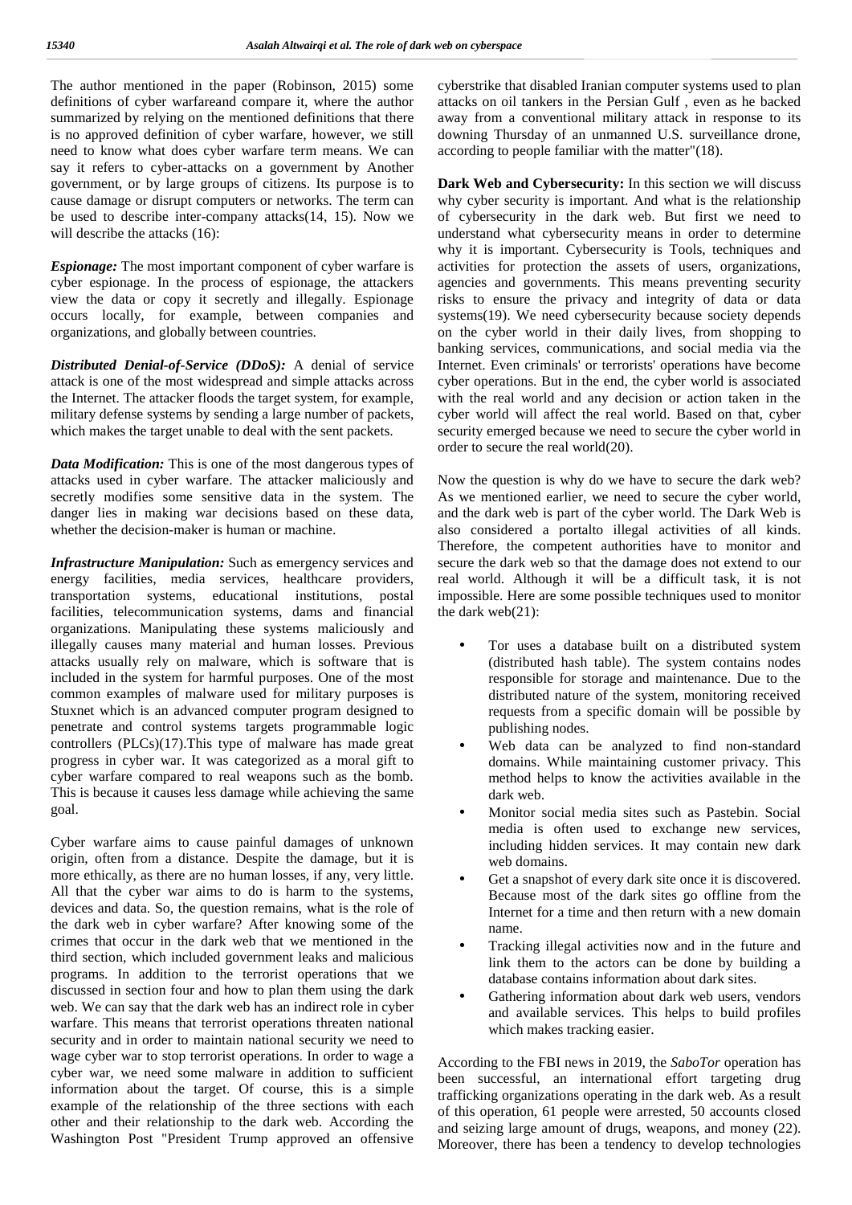The author mentioned in the paper (Robinson, 2015) some definitions of cyber warfareand compare it, where the author summarized by relying on the mentioned definitions that there is no approved definition of cyber warfare, however, we still need to know what does cyber warfare term means. We can say it refers to cyber-attacks on a government by Another government, or by large groups of citizens. Its purpose is to cause damage or disrupt computers or networks. The term can be used to describe inter-company attacks(14, 15). Now we will describe the attacks (16):

***Espionage:*** The most important component of cyber warfare is cyber espionage. In the process of espionage, the attackers view the data or copy it secretly and illegally. Espionage occurs locally, for example, between companies and organizations, and globally between countries.

***Distributed Denial-of-Service (DDoS):*** A denial of service attack is one of the most widespread and simple attacks across the Internet. The attacker floods the target system, for example, military defense systems by sending a large number of packets, which makes the target unable to deal with the sent packets.

***Data Modification:*** This is one of the most dangerous types of attacks used in cyber warfare. The attacker maliciously and secretly modifies some sensitive data in the system. The danger lies in making war decisions based on these data, whether the decision-maker is human or machine.

***Infrastructure Manipulation:*** Such as emergency services and energy facilities, media services, healthcare providers, transportation systems, educational institutions, postal facilities, telecommunication systems, dams and financial organizations. Manipulating these systems maliciously and illegally causes many material and human losses. Previous attacks usually rely on malware, which is software that is included in the system for harmful purposes. One of the most common examples of malware used for military purposes is Stuxnet which is an advanced computer program designed to penetrate and control systems targets programmable logic controllers (PLCs)(17).This type of malware has made great progress in cyber war. It was categorized as a moral gift to cyber warfare compared to real weapons such as the bomb. This is because it causes less damage while achieving the same goal.

Cyber warfare aims to cause painful damages of unknown origin, often from a distance. Despite the damage, but it is more ethically, as there are no human losses, if any, very little. All that the cyber war aims to do is harm to the systems, devices and data. So, the question remains, what is the role of the dark web in cyber warfare? After knowing some of the crimes that occur in the dark web that we mentioned in the third section, which included government leaks and malicious programs. In addition to the terrorist operations that we discussed in section four and how to plan them using the dark web. We can say that the dark web has an indirect role in cyber warfare. This means that terrorist operations threaten national security and in order to maintain national security we need to wage cyber war to stop terrorist operations. In order to wage a cyber war, we need some malware in addition to sufficient information about the target. Of course, this is a simple example of the relationship of the three sections with each other and their relationship to the dark web. According the Washington Post "President Trump approved an offensive cyberstrike that disabled Iranian computer systems used to plan attacks on oil tankers in the Persian Gulf , even as he backed away from a conventional military attack in response to its downing Thursday of an unmanned U.S. surveillance drone, according to people familiar with the matter"(18).

**Dark Web and Cybersecurity:** In this section we will discuss why cyber security is important. And what is the relationship of cybersecurity in the dark web. But first we need to understand what cybersecurity means in order to determine why it is important. Cybersecurity is Tools, techniques and activities for protection the assets of users, organizations, agencies and governments. This means preventing security risks to ensure the privacy and integrity of data or data systems(19). We need cybersecurity because society depends on the cyber world in their daily lives, from shopping to banking services, communications, and social media via the Internet. Even criminals' or terrorists' operations have become cyber operations. But in the end, the cyber world is associated with the real world and any decision or action taken in the cyber world will affect the real world. Based on that, cyber security emerged because we need to secure the cyber world in order to secure the real world(20).

Now the question is why do we have to secure the dark web? As we mentioned earlier, we need to secure the cyber world, and the dark web is part of the cyber world. The Dark Web is also considered a portalto illegal activities of all kinds. Therefore, the competent authorities have to monitor and secure the dark web so that the damage does not extend to our real world. Although it will be a difficult task, it is not impossible. Here are some possible techniques used to monitor the dark web(21):

- Tor uses a database built on a distributed system (distributed hash table). The system contains nodes responsible for storage and maintenance. Due to the distributed nature of the system, monitoring received requests from a specific domain will be possible by publishing nodes.
- Web data can be analyzed to find non-standard domains. While maintaining customer privacy. This method helps to know the activities available in the dark web.
- Monitor social media sites such as Pastebin. Social media is often used to exchange new services, including hidden services. It may contain new dark web domains.
- Get a snapshot of every dark site once it is discovered. Because most of the dark sites go offline from the Internet for a time and then return with a new domain name.
- Tracking illegal activities now and in the future and link them to the actors can be done by building a database contains information about dark sites.
- Gathering information about dark web users, vendors and available services. This helps to build profiles which makes tracking easier.

According to the FBI news in 2019, the *SaboTor* operation has been successful, an international effort targeting drug trafficking organizations operating in the dark web. As a result of this operation, 61 people were arrested, 50 accounts closed and seizing large amount of drugs, weapons, and money (22). Moreover, there has been a tendency to develop technologies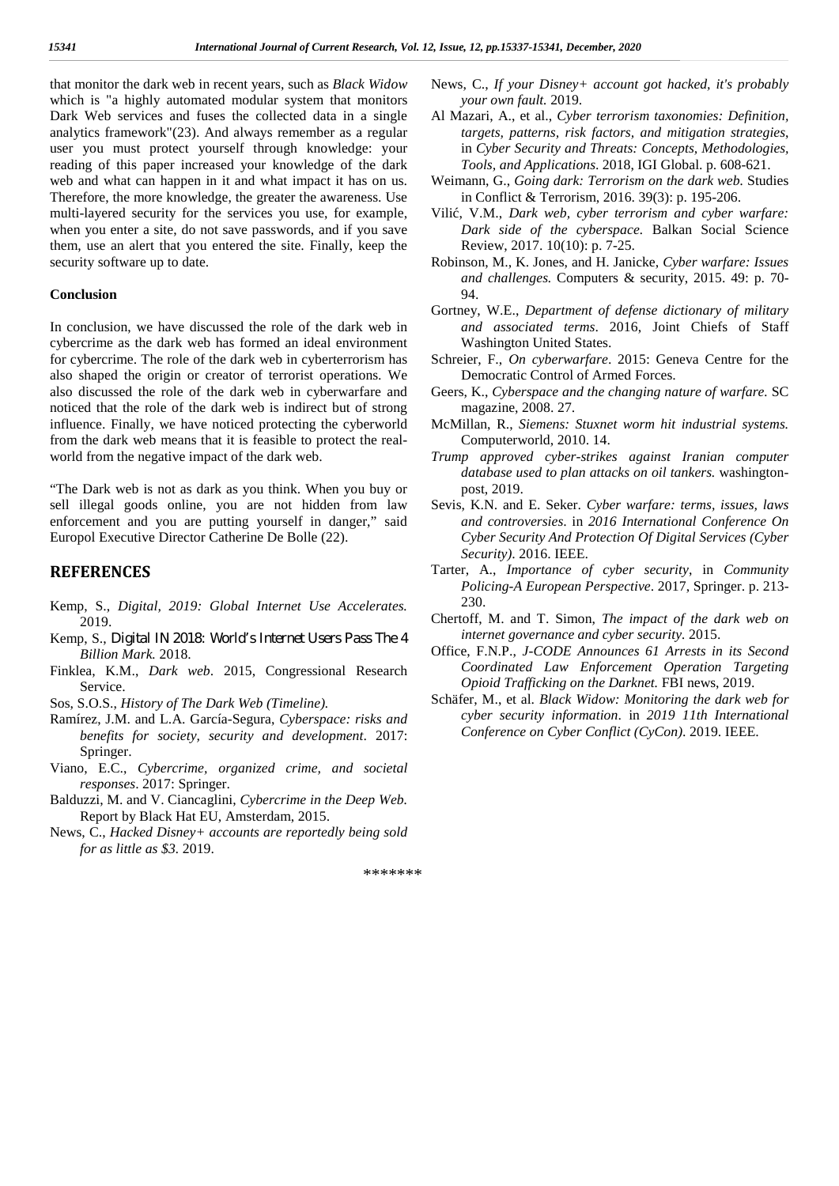that monitor the dark web in recent years, such as *Black Widow* which is "a highly automated modular system that monitors Dark Web services and fuses the collected data in a single analytics framework"(23). And always remember as a regular user you must protect yourself through knowledge: your reading of this paper increased your knowledge of the dark web and what can happen in it and what impact it has on us. Therefore, the more knowledge, the greater the awareness. Use multi-layered security for the services you use, for example, when you enter a site, do not save passwords, and if you save them, use an alert that you entered the site. Finally, keep the security software up to date.

### Conclusion

In conclusion, we have discussed the role of the dark web in cybercrime as the dark web has formed an ideal environment for cybercrime. The role of the dark web in cyberterrorism has also shaped the origin or creator of terrorist operations. We also discussed the role of the dark web in cyberwarfare and noticed that the role of the dark web is indirect but of strong influence. Finally, we have noticed protecting the cyberworld from the dark web means that it is feasible to protect the real-world from the negative impact of the dark web.

"The Dark web is not as dark as you think. When you buy or sell illegal goods online, you are not hidden from law enforcement and you are putting yourself in danger," said Europol Executive Director Catherine De Bolle (22).

## REFERENCES

- Kemp, S., *Digital, 2019: Global Internet Use Accelerates.* 2019.
- Kemp, S., *Digital IN 2018: World's Internet Users Pass The 4 Billion Mark.* 2018.
- Finklea, K.M., *Dark web*. 2015, Congressional Research Service.
- Sos, S.O.S., *History of The Dark Web (Timeline).*
- Ramírez, J.M. and L.A. García-Segura, *Cyberspace: risks and benefits for society, security and development*. 2017: Springer.
- Viano, E.C., *Cybercrime, organized crime, and societal responses*. 2017: Springer.
- Balduzzi, M. and V. Ciancaglini, *Cybercrime in the Deep Web.* Report by Black Hat EU, Amsterdam, 2015.
- News, C., *Hacked Disney+ accounts are reportedly being sold for as little as $3.* 2019.
- News, C., *If your Disney+ account got hacked, it's probably your own fault.* 2019.
- Al Mazari, A., et al., *Cyber terrorism taxonomies: Definition, targets, patterns, risk factors, and mitigation strategies*, in *Cyber Security and Threats: Concepts, Methodologies, Tools, and Applications*. 2018, IGI Global. p. 608-621.
- Weimann, G., *Going dark: Terrorism on the dark web.* Studies in Conflict & Terrorism, 2016. 39(3): p. 195-206.
- Vilić, V.M., *Dark web, cyber terrorism and cyber warfare: Dark side of the cyberspace.* Balkan Social Science Review, 2017. 10(10): p. 7-25.
- Robinson, M., K. Jones, and H. Janicke, *Cyber warfare: Issues and challenges.* Computers & security, 2015. 49: p. 70-94.
- Gortney, W.E., *Department of defense dictionary of military and associated terms*. 2016, Joint Chiefs of Staff Washington United States.
- Schreier, F., *On cyberwarfare*. 2015: Geneva Centre for the Democratic Control of Armed Forces.
- Geers, K., *Cyberspace and the changing nature of warfare.* SC magazine, 2008. 27.
- McMillan, R., *Siemens: Stuxnet worm hit industrial systems.* Computerworld, 2010. 14.
- *Trump approved cyber-strikes against Iranian computer database used to plan attacks on oil tankers.* washington-post, 2019.
- Sevis, K.N. and E. Seker. *Cyber warfare: terms, issues, laws and controversies*. in *2016 International Conference On Cyber Security And Protection Of Digital Services (Cyber Security)*. 2016. IEEE.
- Tarter, A., *Importance of cyber security*, in *Community Policing-A European Perspective*. 2017, Springer. p. 213-230.
- Chertoff, M. and T. Simon, *The impact of the dark web on internet governance and cyber security.* 2015.
- Office, F.N.P., *J-CODE Announces 61 Arrests in its Second Coordinated Law Enforcement Operation Targeting Opioid Trafficking on the Darknet.* FBI news, 2019.
- Schäfer, M., et al. *Black Widow: Monitoring the dark web for cyber security information*. in *2019 11th International Conference on Cyber Conflict (CyCon)*. 2019. IEEE.

*******